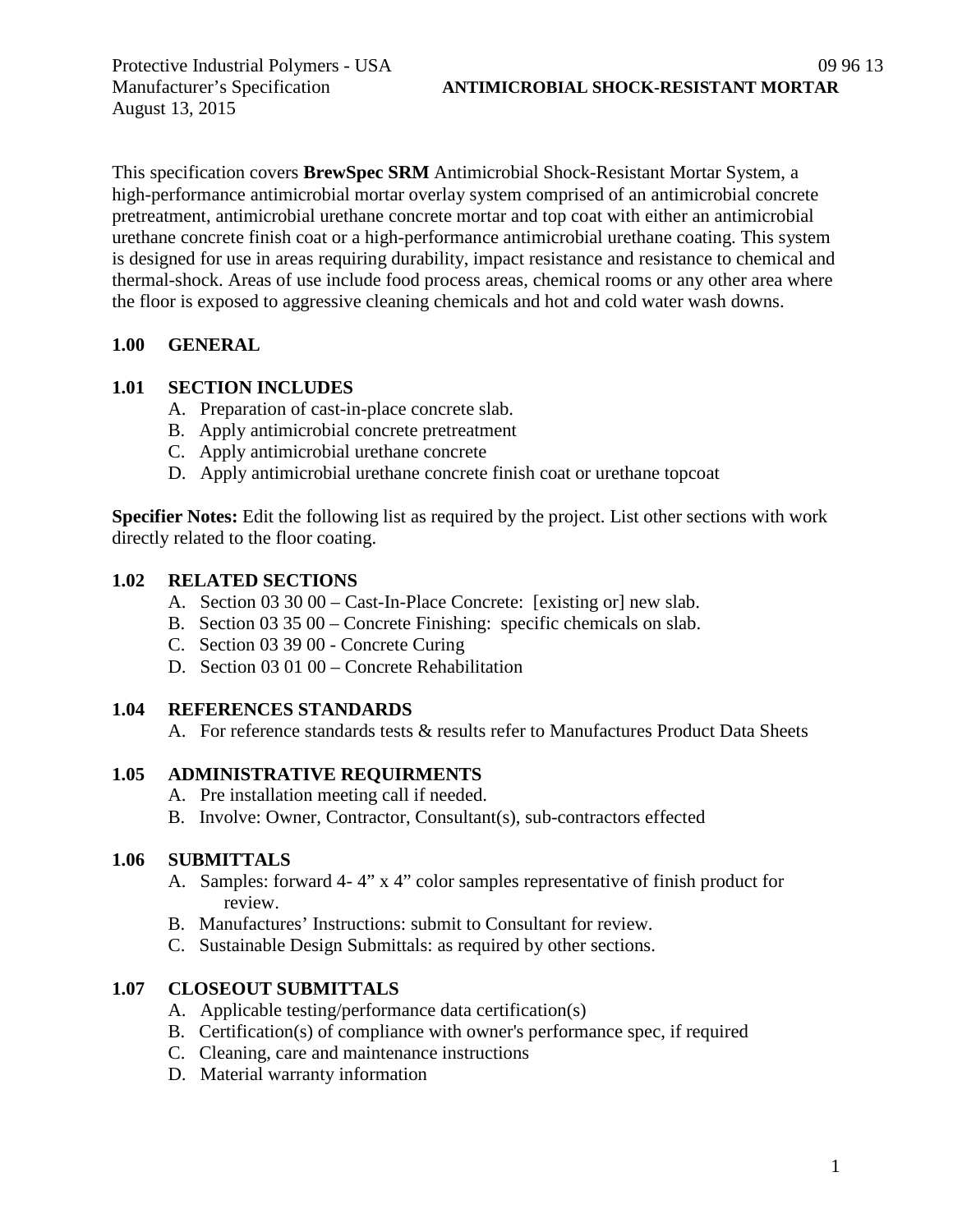Protective Industrial Polymers - USA 09 96 13
Manufacturer's Specification **ANTIMICROBIAL SHOCK-RESISTANT MORTAR**
August 13, 2015

This specification covers **BrewSpec SRM** Antimicrobial Shock-Resistant Mortar System, a high-performance antimicrobial mortar overlay system comprised of an antimicrobial concrete pretreatment, antimicrobial urethane concrete mortar and top coat with either an antimicrobial urethane concrete finish coat or a high-performance antimicrobial urethane coating. This system is designed for use in areas requiring durability, impact resistance and resistance to chemical and thermal-shock. Areas of use include food process areas, chemical rooms or any other area where the floor is exposed to aggressive cleaning chemicals and hot and cold water wash downs.

## 1.00 GENERAL

### 1.01 SECTION INCLUDES

A. Preparation of cast-in-place concrete slab.
B. Apply antimicrobial concrete pretreatment
C. Apply antimicrobial urethane concrete
D. Apply antimicrobial urethane concrete finish coat or urethane topcoat

**Specifier Notes:** Edit the following list as required by the project. List other sections with work directly related to the floor coating.

### 1.02 RELATED SECTIONS

A. Section 03 30 00 – Cast-In-Place Concrete: [existing or] new slab.
B. Section 03 35 00 – Concrete Finishing: specific chemicals on slab.
C. Section 03 39 00 - Concrete Curing
D. Section 03 01 00 – Concrete Rehabilitation

### 1.04 REFERENCES STANDARDS

A. For reference standards tests & results refer to Manufactures Product Data Sheets

### 1.05 ADMINISTRATIVE REQUIRMENTS

A. Pre installation meeting call if needed.
B. Involve: Owner, Contractor, Consultant(s), sub-contractors effected

### 1.06 SUBMITTALS

A. Samples: forward 4- 4" x 4" color samples representative of finish product for review.
B. Manufactures' Instructions: submit to Consultant for review.
C. Sustainable Design Submittals: as required by other sections.

### 1.07 CLOSEOUT SUBMITTALS

A. Applicable testing/performance data certification(s)
B. Certification(s) of compliance with owner's performance spec, if required
C. Cleaning, care and maintenance instructions
D. Material warranty information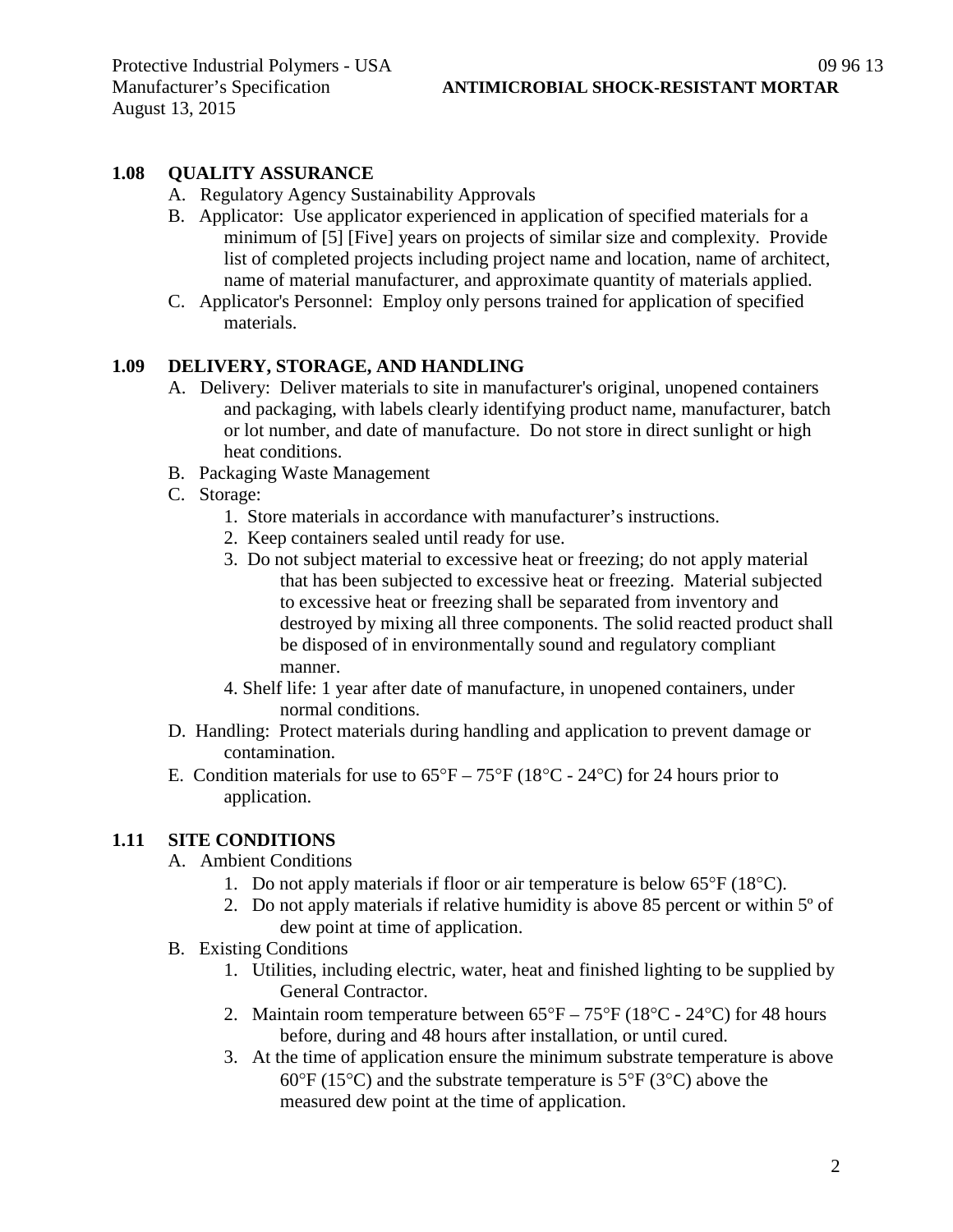## 1.08 QUALITY ASSURANCE

A. Regulatory Agency Sustainability Approvals

B. Applicator: Use applicator experienced in application of specified materials for a minimum of [5] [Five] years on projects of similar size and complexity. Provide list of completed projects including project name and location, name of architect, name of material manufacturer, and approximate quantity of materials applied.

C. Applicator's Personnel: Employ only persons trained for application of specified materials.

## 1.09 DELIVERY, STORAGE, AND HANDLING

A. Delivery: Deliver materials to site in manufacturer's original, unopened containers and packaging, with labels clearly identifying product name, manufacturer, batch or lot number, and date of manufacture. Do not store in direct sunlight or high heat conditions.

B. Packaging Waste Management

C. Storage:

1. Store materials in accordance with manufacturer’s instructions.
2. Keep containers sealed until ready for use.
3. Do not subject material to excessive heat or freezing; do not apply material that has been subjected to excessive heat or freezing. Material subjected to excessive heat or freezing shall be separated from inventory and destroyed by mixing all three components. The solid reacted product shall be disposed of in environmentally sound and regulatory compliant manner.
4. Shelf life: 1 year after date of manufacture, in unopened containers, under normal conditions.

D. Handling: Protect materials during handling and application to prevent damage or contamination.

E. Condition materials for use to 65°F – 75°F (18°C - 24°C) for 24 hours prior to application.

## 1.11 SITE CONDITIONS

A. Ambient Conditions

1. Do not apply materials if floor or air temperature is below 65°F (18°C).
2. Do not apply materials if relative humidity is above 85 percent or within 5º of dew point at time of application.

B. Existing Conditions

1. Utilities, including electric, water, heat and finished lighting to be supplied by General Contractor.
2. Maintain room temperature between 65°F – 75°F (18°C - 24°C) for 48 hours before, during and 48 hours after installation, or until cured.
3. At the time of application ensure the minimum substrate temperature is above 60°F (15°C) and the substrate temperature is 5°F (3°C) above the measured dew point at the time of application.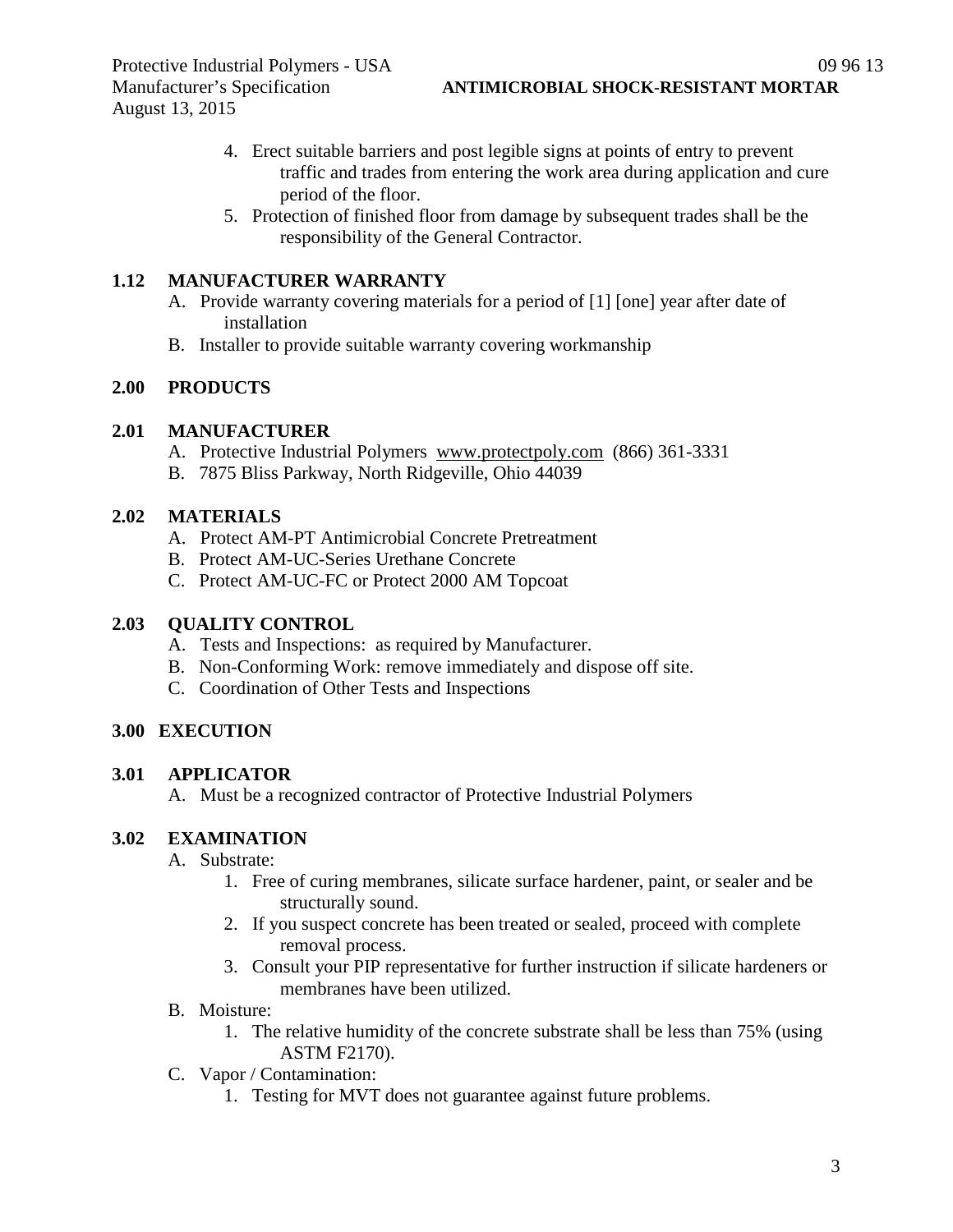4. Erect suitable barriers and post legible signs at points of entry to prevent traffic and trades from entering the work area during application and cure period of the floor.
5. Protection of finished floor from damage by subsequent trades shall be the responsibility of the General Contractor.

## 1.12 MANUFACTURER WARRANTY

A. Provide warranty covering materials for a period of [1] [one] year after date of installation
B. Installer to provide suitable warranty covering workmanship

## 2.00 PRODUCTS

## 2.01 MANUFACTURER

A. Protective Industrial Polymers www.protectpoly.com (866) 361-3331
B. 7875 Bliss Parkway, North Ridgeville, Ohio 44039

## 2.02 MATERIALS

A. Protect AM-PT Antimicrobial Concrete Pretreatment
B. Protect AM-UC-Series Urethane Concrete
C. Protect AM-UC-FC or Protect 2000 AM Topcoat

## 2.03 QUALITY CONTROL

A. Tests and Inspections: as required by Manufacturer.
B. Non-Conforming Work: remove immediately and dispose off site.
C. Coordination of Other Tests and Inspections

## 3.00 EXECUTION

## 3.01 APPLICATOR

A. Must be a recognized contractor of Protective Industrial Polymers

## 3.02 EXAMINATION

A. Substrate:
   1. Free of curing membranes, silicate surface hardener, paint, or sealer and be structurally sound.
   2. If you suspect concrete has been treated or sealed, proceed with complete removal process.
   3. Consult your PIP representative for further instruction if silicate hardeners or membranes have been utilized.

B. Moisture:
   1. The relative humidity of the concrete substrate shall be less than 75% (using ASTM F2170).

C. Vapor / Contamination:
   1. Testing for MVT does not guarantee against future problems.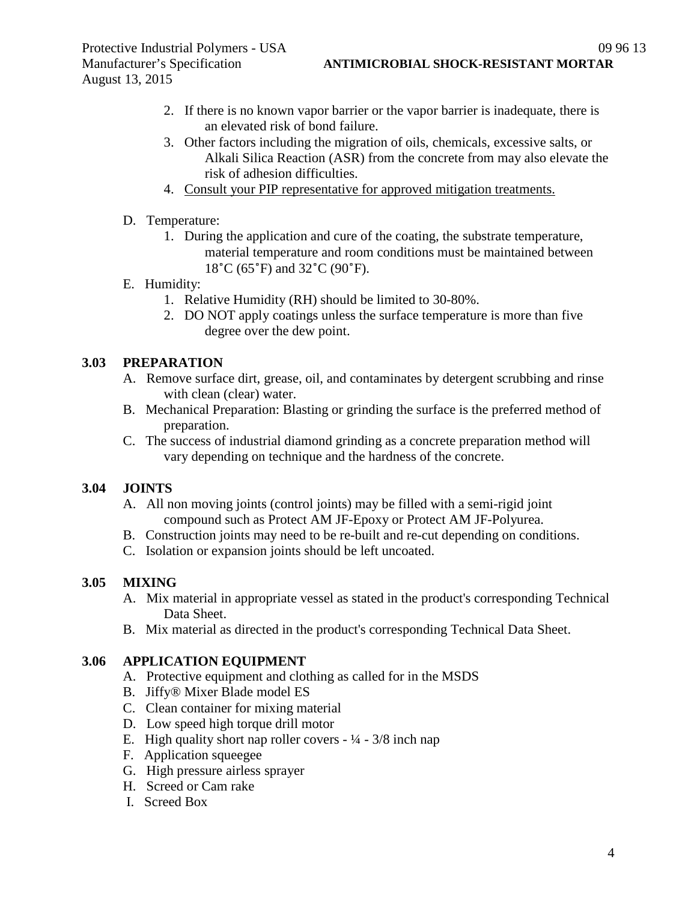2. If there is no known vapor barrier or the vapor barrier is inadequate, there is an elevated risk of bond failure.
3. Other factors including the migration of oils, chemicals, excessive salts, or Alkali Silica Reaction (ASR) from the concrete from may also elevate the risk of adhesion difficulties.
4. Consult your PIP representative for approved mitigation treatments.

D. Temperature:
1. During the application and cure of the coating, the substrate temperature, material temperature and room conditions must be maintained between 18˚C (65˚F) and 32˚C (90˚F).

E. Humidity:
1. Relative Humidity (RH) should be limited to 30-80%.
2. DO NOT apply coatings unless the surface temperature is more than five degree over the dew point.

## 3.03 PREPARATION

A. Remove surface dirt, grease, oil, and contaminates by detergent scrubbing and rinse with clean (clear) water.

B. Mechanical Preparation: Blasting or grinding the surface is the preferred method of preparation.

C. The success of industrial diamond grinding as a concrete preparation method will vary depending on technique and the hardness of the concrete.

## 3.04 JOINTS

A. All non moving joints (control joints) may be filled with a semi-rigid joint compound such as Protect AM JF-Epoxy or Protect AM JF-Polyurea.

B. Construction joints may need to be re-built and re-cut depending on conditions.

C. Isolation or expansion joints should be left uncoated.

## 3.05 MIXING

A. Mix material in appropriate vessel as stated in the product's corresponding Technical Data Sheet.

B. Mix material as directed in the product's corresponding Technical Data Sheet.

## 3.06 APPLICATION EQUIPMENT

A. Protective equipment and clothing as called for in the MSDS
B. Jiffy® Mixer Blade model ES
C. Clean container for mixing material
D. Low speed high torque drill motor
E. High quality short nap roller covers - ¼ - 3/8 inch nap
F. Application squeegee
G. High pressure airless sprayer
H. Screed or Cam rake
I. Screed Box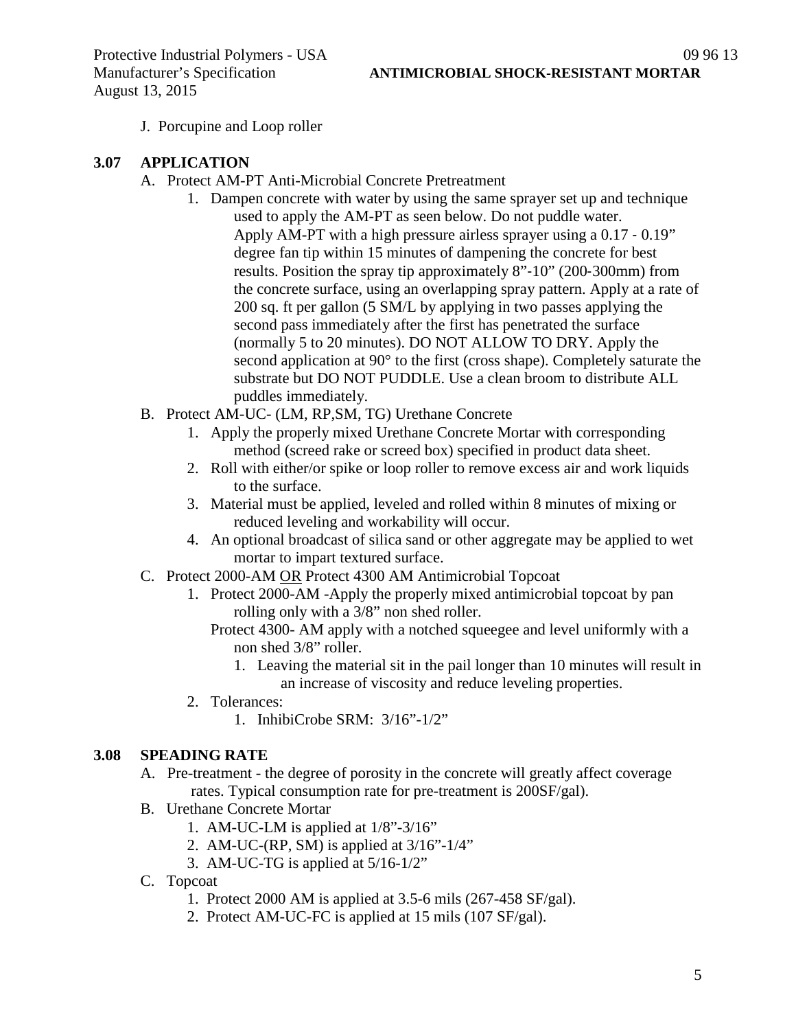J. Porcupine and Loop roller

## 3.07 APPLICATION

A. Protect AM-PT Anti-Microbial Concrete Pretreatment

1. Dampen concrete with water by using the same sprayer set up and technique used to apply the AM-PT as seen below. Do not puddle water. Apply AM-PT with a high pressure airless sprayer using a 0.17 - 0.19" degree fan tip within 15 minutes of dampening the concrete for best results. Position the spray tip approximately 8"-10" (200-300mm) from the concrete surface, using an overlapping spray pattern. Apply at a rate of 200 sq. ft per gallon (5 SM/L by applying in two passes applying the second pass immediately after the first has penetrated the surface (normally 5 to 20 minutes). DO NOT ALLOW TO DRY. Apply the second application at 90° to the first (cross shape). Completely saturate the substrate but DO NOT PUDDLE. Use a clean broom to distribute ALL puddles immediately.

B. Protect AM-UC- (LM, RP,SM, TG) Urethane Concrete

1. Apply the properly mixed Urethane Concrete Mortar with corresponding method (screed rake or screed box) specified in product data sheet.
2. Roll with either/or spike or loop roller to remove excess air and work liquids to the surface.
3. Material must be applied, leveled and rolled within 8 minutes of mixing or reduced leveling and workability will occur.
4. An optional broadcast of silica sand or other aggregate may be applied to wet mortar to impart textured surface.

C. Protect 2000-AM <u>OR</u> Protect 4300 AM Antimicrobial Topcoat

1. Protect 2000-AM -Apply the properly mixed antimicrobial topcoat by pan rolling only with a 3/8" non shed roller.
   Protect 4300- AM apply with a notched squeegee and level uniformly with a non shed 3/8" roller.
    1. Leaving the material sit in the pail longer than 10 minutes will result in an increase of viscosity and reduce leveling properties.
2. Tolerances:
    1. InhibiCrobe SRM: 3/16"-1/2"

## 3.08 SPEADING RATE

A. Pre-treatment - the degree of porosity in the concrete will greatly affect coverage rates. Typical consumption rate for pre-treatment is 200SF/gal).

B. Urethane Concrete Mortar

1. AM-UC-LM is applied at 1/8"-3/16"
2. AM-UC-(RP, SM) is applied at 3/16"-1/4"
3. AM-UC-TG is applied at 5/16-1/2"

C. Topcoat

1. Protect 2000 AM is applied at 3.5-6 mils (267-458 SF/gal).
2. Protect AM-UC-FC is applied at 15 mils (107 SF/gal).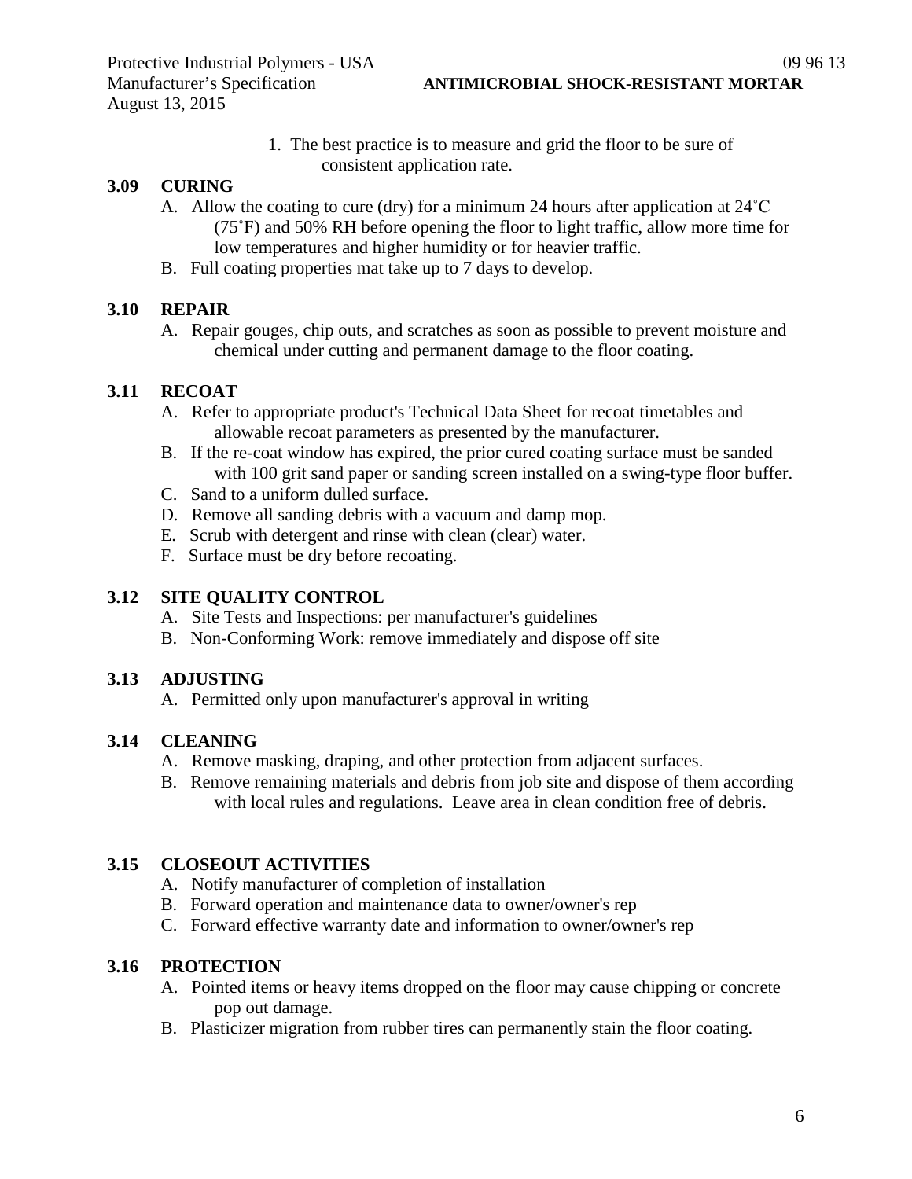1. The best practice is to measure and grid the floor to be sure of consistent application rate.

### 3.09 CURING

A. Allow the coating to cure (dry) for a minimum 24 hours after application at 24˚C (75˚F) and 50% RH before opening the floor to light traffic, allow more time for low temperatures and higher humidity or for heavier traffic.

B. Full coating properties mat take up to 7 days to develop.

### 3.10 REPAIR

A. Repair gouges, chip outs, and scratches as soon as possible to prevent moisture and chemical under cutting and permanent damage to the floor coating.

### 3.11 RECOAT

A. Refer to appropriate product's Technical Data Sheet for recoat timetables and allowable recoat parameters as presented by the manufacturer.

B. If the re-coat window has expired, the prior cured coating surface must be sanded with 100 grit sand paper or sanding screen installed on a swing-type floor buffer.

C. Sand to a uniform dulled surface.

D. Remove all sanding debris with a vacuum and damp mop.

E. Scrub with detergent and rinse with clean (clear) water.

F. Surface must be dry before recoating.

### 3.12 SITE QUALITY CONTROL

A. Site Tests and Inspections: per manufacturer's guidelines

B. Non-Conforming Work: remove immediately and dispose off site

### 3.13 ADJUSTING

A. Permitted only upon manufacturer's approval in writing

### 3.14 CLEANING

A. Remove masking, draping, and other protection from adjacent surfaces.

B. Remove remaining materials and debris from job site and dispose of them according with local rules and regulations. Leave area in clean condition free of debris.

### 3.15 CLOSEOUT ACTIVITIES

A. Notify manufacturer of completion of installation

B. Forward operation and maintenance data to owner/owner's rep

C. Forward effective warranty date and information to owner/owner's rep

### 3.16 PROTECTION

A. Pointed items or heavy items dropped on the floor may cause chipping or concrete pop out damage.

B. Plasticizer migration from rubber tires can permanently stain the floor coating.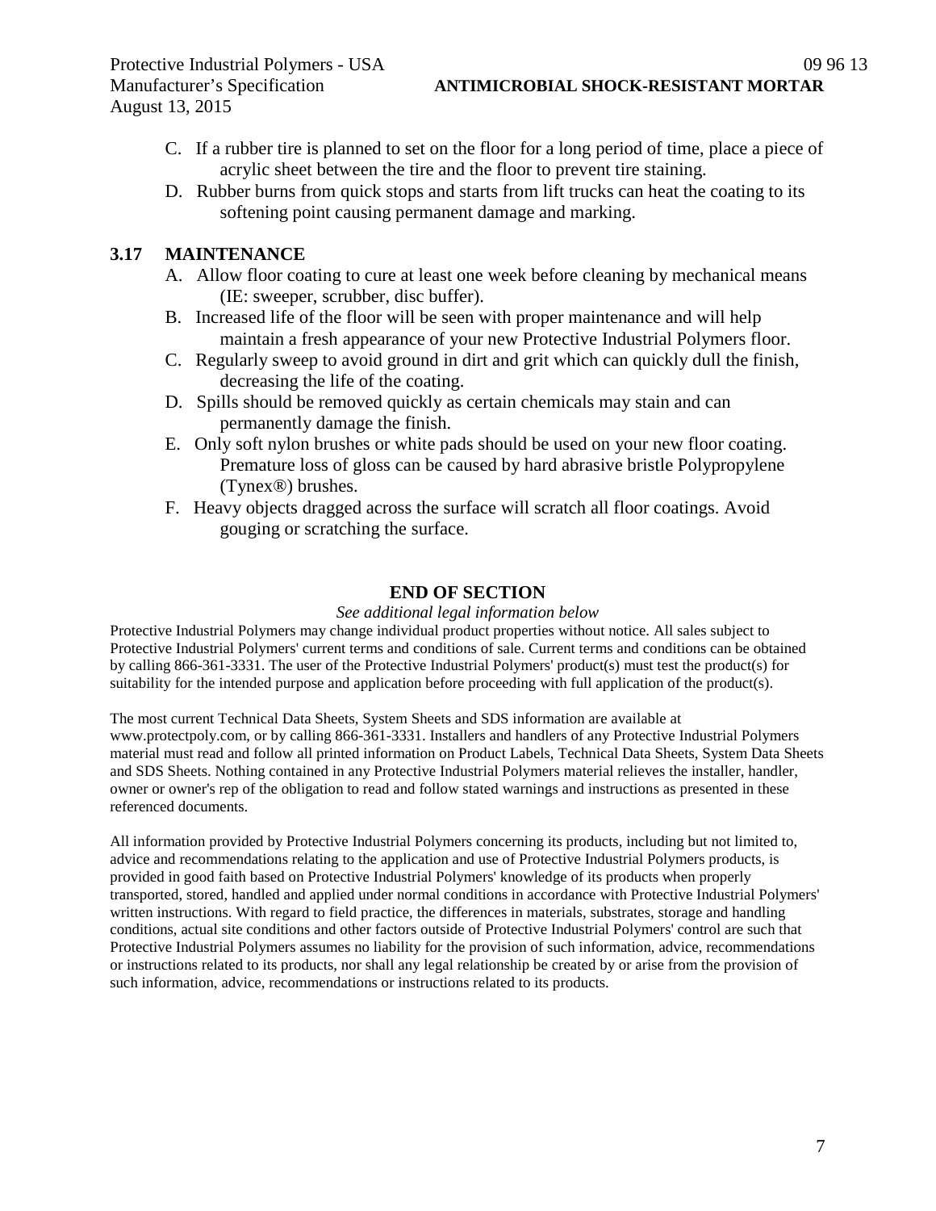C. If a rubber tire is planned to set on the floor for a long period of time, place a piece of acrylic sheet between the tire and the floor to prevent tire staining.

D. Rubber burns from quick stops and starts from lift trucks can heat the coating to its softening point causing permanent damage and marking.

## 3.17 MAINTENANCE

A. Allow floor coating to cure at least one week before cleaning by mechanical means (IE: sweeper, scrubber, disc buffer).

B. Increased life of the floor will be seen with proper maintenance and will help maintain a fresh appearance of your new Protective Industrial Polymers floor.

C. Regularly sweep to avoid ground in dirt and grit which can quickly dull the finish, decreasing the life of the coating.

D. Spills should be removed quickly as certain chemicals may stain and can permanently damage the finish.

E. Only soft nylon brushes or white pads should be used on your new floor coating. Premature loss of gloss can be caused by hard abrasive bristle Polypropylene (Tynex®) brushes.

F. Heavy objects dragged across the surface will scratch all floor coatings. Avoid gouging or scratching the surface.

**END OF SECTION**

*See additional legal information below*

Protective Industrial Polymers may change individual product properties without notice. All sales subject to Protective Industrial Polymers' current terms and conditions of sale. Current terms and conditions can be obtained by calling 866-361-3331. The user of the Protective Industrial Polymers' product(s) must test the product(s) for suitability for the intended purpose and application before proceeding with full application of the product(s).

The most current Technical Data Sheets, System Sheets and SDS information are available at www.protectpoly.com, or by calling 866-361-3331. Installers and handlers of any Protective Industrial Polymers material must read and follow all printed information on Product Labels, Technical Data Sheets, System Data Sheets and SDS Sheets. Nothing contained in any Protective Industrial Polymers material relieves the installer, handler, owner or owner's rep of the obligation to read and follow stated warnings and instructions as presented in these referenced documents.

All information provided by Protective Industrial Polymers concerning its products, including but not limited to, advice and recommendations relating to the application and use of Protective Industrial Polymers products, is provided in good faith based on Protective Industrial Polymers' knowledge of its products when properly transported, stored, handled and applied under normal conditions in accordance with Protective Industrial Polymers' written instructions. With regard to field practice, the differences in materials, substrates, storage and handling conditions, actual site conditions and other factors outside of Protective Industrial Polymers' control are such that Protective Industrial Polymers assumes no liability for the provision of such information, advice, recommendations or instructions related to its products, nor shall any legal relationship be created by or arise from the provision of such information, advice, recommendations or instructions related to its products.